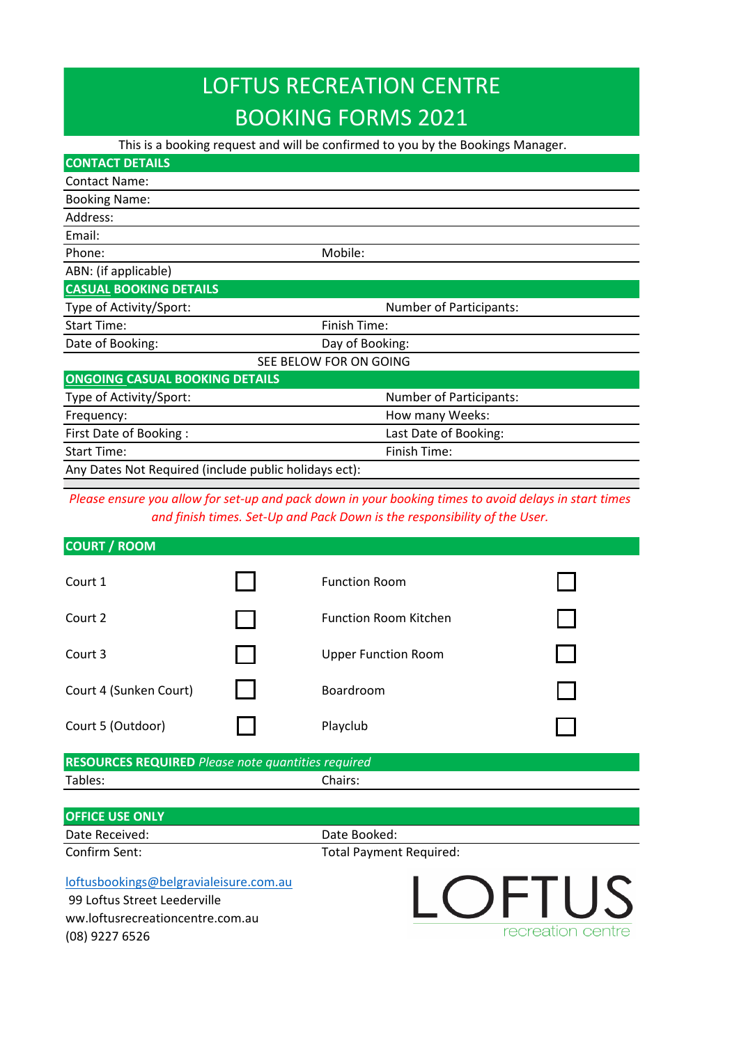# LOFTUS RECREATION CENTRE
# BOOKING FORMS 2021

This is a booking request and will be confirmed to you by the Bookings Manager.

## CONTACT DETAILS

| | |
|---|---|
| Contact Name: | |
| Booking Name: | |
| Address: | |
| Email: | |
| Phone: | Mobile: |
| ABN: (if applicable) | |

## CASUAL BOOKING DETAILS

| | |
|---|---|
| Type of Activity/Sport: | Number of Participants: |
| Start Time: | Finish Time: |
| Date of Booking: | Day of Booking: |

SEE BELOW FOR ON GOING

## ONGOING CASUAL BOOKING DETAILS

| | |
|---|---|
| Type of Activity/Sport: | Number of Participants: |
| Frequency: | How many Weeks: |
| First Date of Booking : | Last Date of Booking: |
| Start Time: | Finish Time: |
| Any Dates Not Required (include public holidays ect): | |

*Please ensure you allow for set-up and pack down in your booking times to avoid delays in start times and finish times. Set-Up and Pack Down is the responsibility of the User.*

## COURT / ROOM

| | | | |
|---|---|---|---|
| Court 1 | ☐ | Function Room | ☐ |
| Court 2 | ☐ | Function Room Kitchen | ☐ |
| Court 3 | ☐ | Upper Function Room | ☐ |
| Court 4 (Sunken Court) | ☐ | Boardroom | ☐ |
| Court 5 (Outdoor) | ☐ | Playclub | ☐ |

## RESOURCES REQUIRED *Please note quantities required*

| | |
|---|---|
| Tables: | Chairs: |

## OFFICE USE ONLY

| | |
|---|---|
| Date Received: | Date Booked: |
| Confirm Sent: | Total Payment Required: |

loftusbookings@belgravialeisure.com.au
99 Loftus Street Leederville
www.loftusrecreationcentre.com.au
(08) 9227 6526

LOFTUS
recreation centre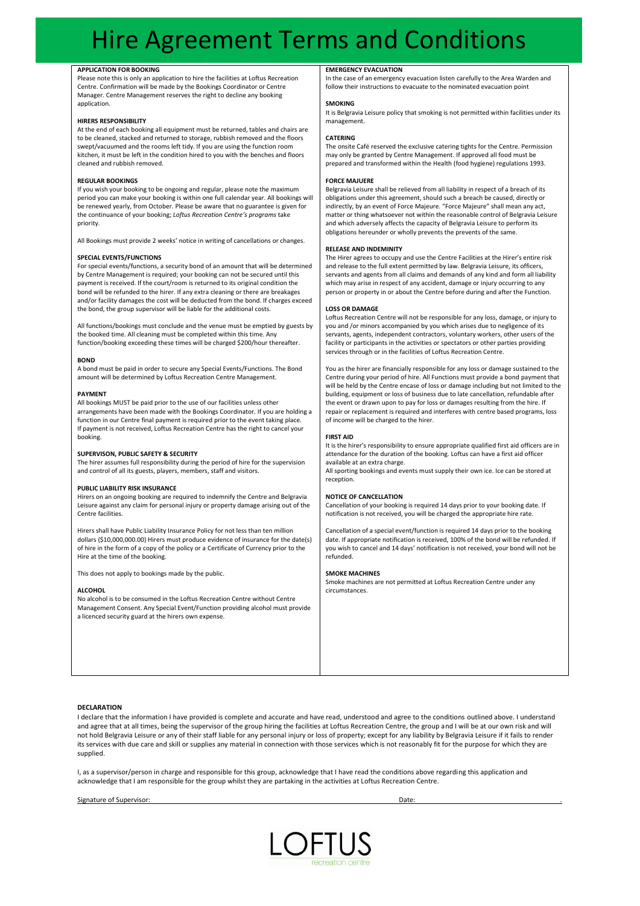# Hire Agreement Terms and Conditions

**APPLICATION FOR BOOKING**

Please note this is only an application to hire the facilities at Loftus Recreation Centre. Confirmation will be made by the Bookings Coordinator or Centre Manager. Centre Management reserves the right to decline any booking application.

**HIRERS RESPONSIBILITY**

At the end of each booking all equipment must be returned, tables and chairs are to be cleaned, stacked and returned to storage, rubbish removed and the floors swept/vacuumed and the rooms left tidy. If you are using the function room kitchen, it must be left in the condition hired to you with the benches and floors cleaned and rubbish removed.

**REGULAR BOOKINGS**

If you wish your booking to be ongoing and regular, please note the maximum period you can make your booking is within one full calendar year. All bookings will be renewed yearly, from October. Please be aware that no guarantee is given for the continuance of your booking; *Loftus Recreation Centre's programs* take priority.

All Bookings must provide 2 weeks' notice in writing of cancellations or changes.

**SPECIAL EVENTS/FUNCTIONS**

For special events/functions, a security bond of an amount that will be determined by Centre Management is required; your booking can not be secured until this payment is received. If the court/room is returned to its original condition the bond will be refunded to the hirer. If any extra cleaning or there are breakages and/or facility damages the cost will be deducted from the bond. If charges exceed the bond, the group supervisor will be liable for the additional costs.

All functions/bookings must conclude and the venue must be emptied by guests by the booked time. All cleaning must be completed within this time. Any function/booking exceeding these times will be charged $200/hour thereafter.

**BOND**

A bond must be paid in order to secure any Special Events/Functions. The Bond amount will be determined by Loftus Recreation Centre Management.

**PAYMENT**

All bookings MUST be paid prior to the use of our facilities unless other arrangements have been made with the Bookings Coordinator. If you are holding a function in our Centre final payment is required prior to the event taking place. If payment is not received, Loftus Recreation Centre has the right to cancel your booking.

**SUPERVISON, PUBLIC SAFETY & SECURITY**

The hirer assumes full responsibility during the period of hire for the supervision and control of all its guests, players, members, staff and visitors.

**PUBLIC LIABILITY RISK INSURANCE**

Hirers on an ongoing booking are required to indemnify the Centre and Belgravia Leisure against any claim for personal injury or property damage arising out of the Centre facilities.

Hirers shall have Public Liability Insurance Policy for not less than ten million dollars ($10,000,000.00) Hirers must produce evidence of insurance for the date(s) of hire in the form of a copy of the policy or a Certificate of Currency prior to the Hire at the time of the booking.

This does not apply to bookings made by the public.

**ALCOHOL**

No alcohol is to be consumed in the Loftus Recreation Centre without Centre Management Consent. Any Special Event/Function providing alcohol must provide a licenced security guard at the hirers own expense.

**EMERGENCY EVACUATION**

In the case of an emergency evacuation listen carefully to the Area Warden and follow their instructions to evacuate to the nominated evacuation point

**SMOKING**

It is Belgravia Leisure policy that smoking is not permitted within facilities under its management.

**CATERING**

The onsite Café reserved the exclusive catering tights for the Centre. Permission may only be granted by Centre Management. If approved all food must be prepared and transformed within the Health (food hygiene) regulations 1993.

**FORCE MAJUERE**

Belgravia Leisure shall be relieved from all liability in respect of a breach of its obligations under this agreement, should such a breach be caused, directly or indirectly, by an event of Force Majeure. "Force Majeure" shall mean any act, matter or thing whatsoever not within the reasonable control of Belgravia Leisure and which adversely affects the capacity of Belgravia Leisure to perform its obligations hereunder or wholly prevents the prevents of the same.

**RELEASE AND INDEMINITY**

The Hirer agrees to occupy and use the Centre Facilities at the Hirer's entire risk and release to the full extent permitted by law. Belgravia Leisure, its officers, servants and agents from all claims and demands of any kind and form all liability which may arise in respect of any accident, damage or injury occurring to any person or property in or about the Centre before during and after the Function.

**LOSS OR DAMAGE**

Loftus Recreation Centre will not be responsible for any loss, damage, or injury to you and /or minors accompanied by you which arises due to negligence of its servants, agents, independent contractors, voluntary workers, other users of the facility or participants in the activities or spectators or other parties providing services through or in the facilities of Loftus Recreation Centre.

You as the hirer are financially responsible for any loss or damage sustained to the Centre during your period of hire. All Functions must provide a bond payment that will be held by the Centre encase of loss or damage including but not limited to the building, equipment or loss of business due to late cancellation, refundable after the event or drawn upon to pay for loss or damages resulting from the hire. If repair or replacement is required and interferes with centre based programs, loss of income will be charged to the hirer.

**FIRST AID**

It is the hirer's responsibility to ensure appropriate qualified first aid officers are in attendance for the duration of the booking. Loftus can have a first aid officer available at an extra charge.

All sporting bookings and events must supply their own ice. Ice can be stored at reception.

**NOTICE OF CANCELLATION**

Cancellation of your booking is required 14 days prior to your booking date. If notification is not received, you will be charged the appropriate hire rate.

Cancellation of a special event/function is required 14 days prior to the booking date. If appropriate notification is received, 100% of the bond will be refunded. If you wish to cancel and 14 days' notification is not received, your bond will not be refunded.

**SMOKE MACHINES**

Smoke machines are not permitted at Loftus Recreation Centre under any circumstances.

**DECLARATION**

I declare that the information I have provided is complete and accurate and have read, understood and agree to the conditions outlined above. I understand and agree that at all times, being the supervisor of the group hiring the facilities at Loftus Recreation Centre, the group and I will be at our own risk and will not hold Belgravia Leisure or any of their staff liable for any personal injury or loss of property; except for any liability by Belgravia Leisure if it fails to render its services with due care and skill or supplies any material in connection with those services which is not reasonably fit for the purpose for which they are supplied.

I, as a supervisor/person in charge and responsible for this group, acknowledge that I have read the conditions above regarding this application and acknowledge that I am responsible for the group whilst they are partaking in the activities at Loftus Recreation Centre.

Signature of Supervisor: ______________________ Date: ______________________.

LOFTUS recreation centre